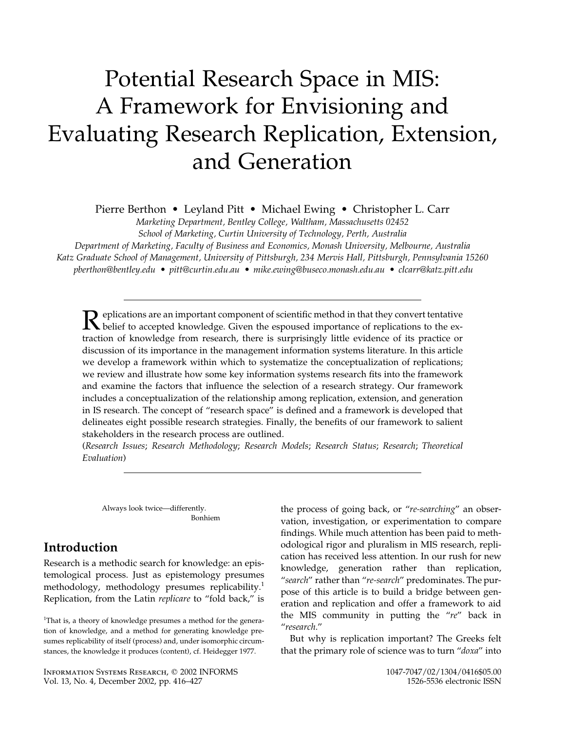# Potential Research Space in MIS: A Framework for Envisioning and Evaluating Research Replication, Extension, and Generation

Pierre Berthon • Leyland Pitt • Michael Ewing • Christopher L. Carr

*Marketing Department, Bentley College, Waltham, Massachusetts 02452*
*School of Marketing, Curtin University of Technology, Perth, Australia*
*Department of Marketing, Faculty of Business and Economics, Monash University, Melbourne, Australia*
*Katz Graduate School of Management, University of Pittsburgh, 234 Mervis Hall, Pittsburgh, Pennsylvania 15260*
*pberthon@bentley.edu • pitt@curtin.edu.au • mike.ewing@buseco.monash.edu.au • clcarr@katz.pitt.edu*

---

Replications are an important component of scientific method in that they convert tentative belief to accepted knowledge. Given the espoused importance of replications to the extraction of knowledge from research, there is surprisingly little evidence of its practice or discussion of its importance in the management information systems literature. In this article we develop a framework within which to systematize the conceptualization of replications; we review and illustrate how some key information systems research fits into the framework and examine the factors that influence the selection of a research strategy. Our framework includes a conceptualization of the relationship among replication, extension, and generation in IS research. The concept of "research space" is defined and a framework is developed that delineates eight possible research strategies. Finally, the benefits of our framework to salient stakeholders in the research process are outlined.
(*Research Issues*; *Research Methodology*; *Research Models*; *Research Status*; *Research*; *Theoretical Evaluation*)

---

> Always look twice—differently.
>
> Bonhiem

## Introduction

Research is a methodic search for knowledge: an epistemological process. Just as epistemology presumes methodology, methodology presumes replicability.[1] Replication, from the Latin *replicare* to "fold back," is the process of going back, or "*re-searching*" an observation, investigation, or experimentation to compare findings. While much attention has been paid to methodological rigor and pluralism in MIS research, replication has received less attention. In our rush for new knowledge, generation rather than replication, "*search*" rather than "*re-search*" predominates. The purpose of this article is to build a bridge between generation and replication and offer a framework to aid the MIS community in putting the "*re*" back in "*research*."

But why is replication important? The Greeks felt that the primary role of science was to turn "*doxa*" into

[1] That is, a theory of knowledge presumes a method for the generation of knowledge, and a method for generating knowledge presumes replicability of itself (process) and, under isomorphic circumstances, the knowledge it produces (content), cf. Heidegger 1977.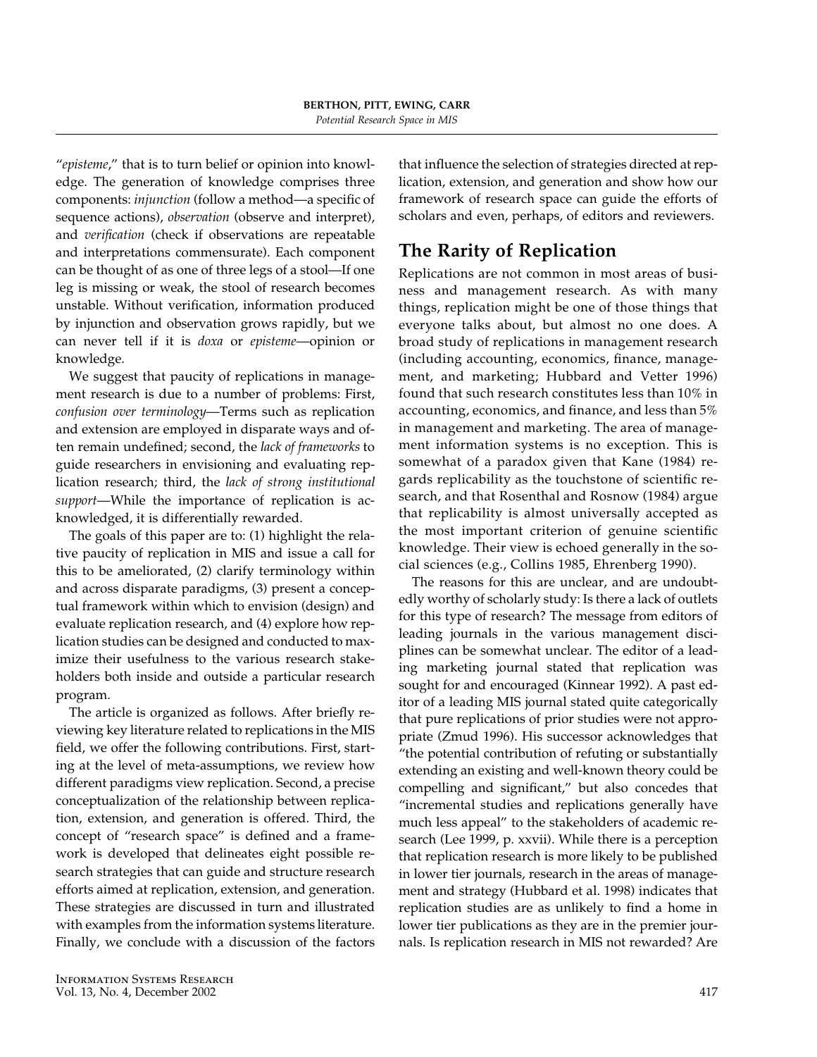"*episteme*," that is to turn belief or opinion into knowledge. The generation of knowledge comprises three components: *injunction* (follow a method—a specific of sequence actions), *observation* (observe and interpret), and *verification* (check if observations are repeatable and interpretations commensurate). Each component can be thought of as one of three legs of a stool—If one leg is missing or weak, the stool of research becomes unstable. Without verification, information produced by injunction and observation grows rapidly, but we can never tell if it is *doxa* or *episteme*—opinion or knowledge.

We suggest that paucity of replications in management research is due to a number of problems: First, *confusion over terminology*—Terms such as replication and extension are employed in disparate ways and often remain undefined; second, the *lack of frameworks* to guide researchers in envisioning and evaluating replication research; third, the *lack of strong institutional support*—While the importance of replication is acknowledged, it is differentially rewarded.

The goals of this paper are to: (1) highlight the relative paucity of replication in MIS and issue a call for this to be ameliorated, (2) clarify terminology within and across disparate paradigms, (3) present a conceptual framework within which to envision (design) and evaluate replication research, and (4) explore how replication studies can be designed and conducted to maximize their usefulness to the various research stakeholders both inside and outside a particular research program.

The article is organized as follows. After briefly reviewing key literature related to replications in the MIS field, we offer the following contributions. First, starting at the level of meta-assumptions, we review how different paradigms view replication. Second, a precise conceptualization of the relationship between replication, extension, and generation is offered. Third, the concept of "research space" is defined and a framework is developed that delineates eight possible research strategies that can guide and structure research efforts aimed at replication, extension, and generation. These strategies are discussed in turn and illustrated with examples from the information systems literature. Finally, we conclude with a discussion of the factors that influence the selection of strategies directed at replication, extension, and generation and show how our framework of research space can guide the efforts of scholars and even, perhaps, of editors and reviewers.

## The Rarity of Replication

Replications are not common in most areas of business and management research. As with many things, replication might be one of those things that everyone talks about, but almost no one does. A broad study of replications in management research (including accounting, economics, finance, management, and marketing; Hubbard and Vetter 1996) found that such research constitutes less than 10% in accounting, economics, and finance, and less than 5% in management and marketing. The area of management information systems is no exception. This is somewhat of a paradox given that Kane (1984) regards replicability as the touchstone of scientific research, and that Rosenthal and Rosnow (1984) argue that replicability is almost universally accepted as the most important criterion of genuine scientific knowledge. Their view is echoed generally in the social sciences (e.g., Collins 1985, Ehrenberg 1990).

The reasons for this are unclear, and are undoubtedly worthy of scholarly study: Is there a lack of outlets for this type of research? The message from editors of leading journals in the various management disciplines can be somewhat unclear. The editor of a leading marketing journal stated that replication was sought for and encouraged (Kinnear 1992). A past editor of a leading MIS journal stated quite categorically that pure replications of prior studies were not appropriate (Zmud 1996). His successor acknowledges that "the potential contribution of refuting or substantially extending an existing and well-known theory could be compelling and significant," but also concedes that "incremental studies and replications generally have much less appeal" to the stakeholders of academic research (Lee 1999, p. xxvii). While there is a perception that replication research is more likely to be published in lower tier journals, research in the areas of management and strategy (Hubbard et al. 1998) indicates that replication studies are as unlikely to find a home in lower tier publications as they are in the premier journals. Is replication research in MIS not rewarded? Are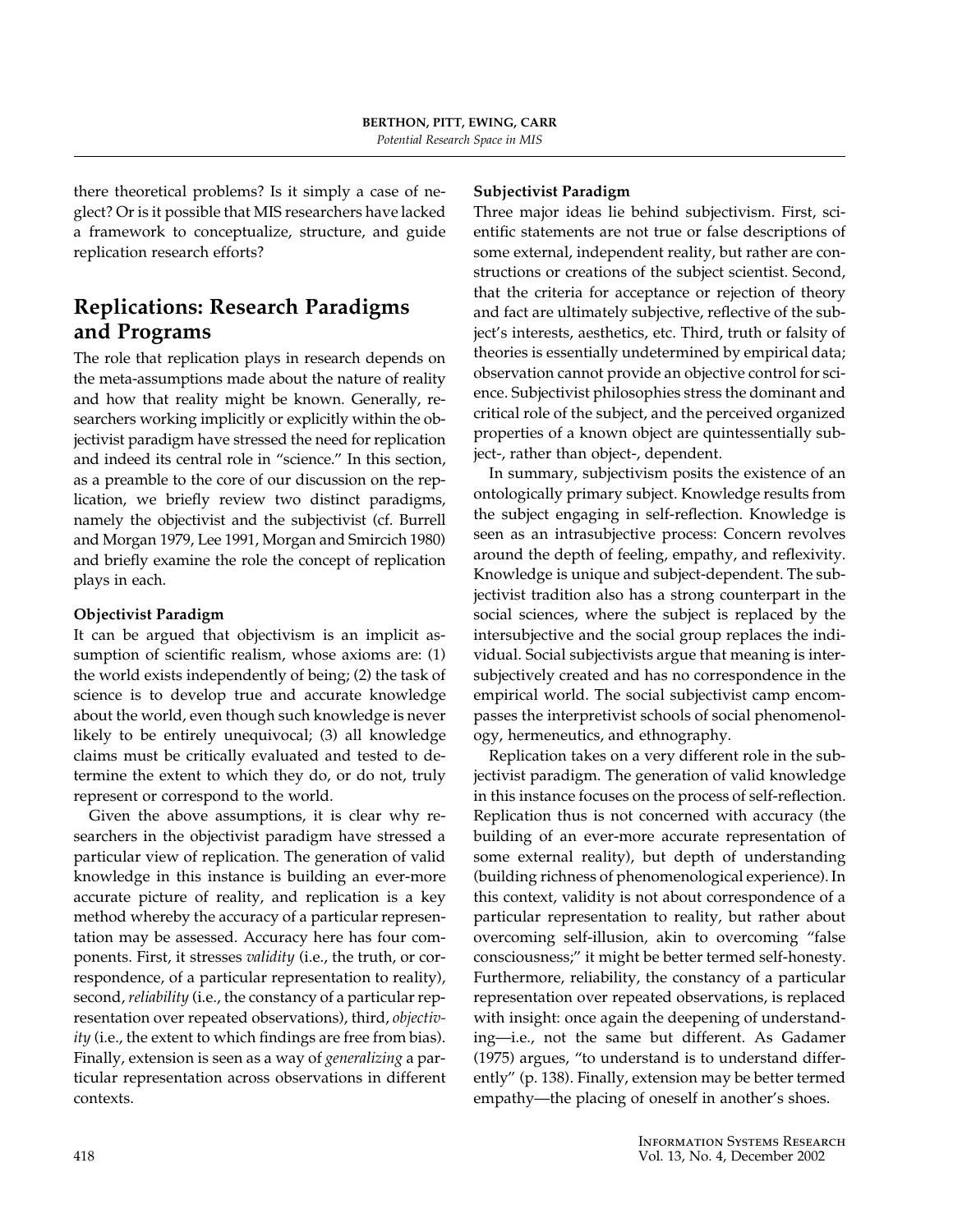there theoretical problems? Is it simply a case of neglect? Or is it possible that MIS researchers have lacked a framework to conceptualize, structure, and guide replication research efforts?

## Replications: Research Paradigms and Programs

The role that replication plays in research depends on the meta-assumptions made about the nature of reality and how that reality might be known. Generally, researchers working implicitly or explicitly within the objectivist paradigm have stressed the need for replication and indeed its central role in "science." In this section, as a preamble to the core of our discussion on the replication, we briefly review two distinct paradigms, namely the objectivist and the subjectivist (cf. Burrell and Morgan 1979, Lee 1991, Morgan and Smircich 1980) and briefly examine the role the concept of replication plays in each.

### Objectivist Paradigm

It can be argued that objectivism is an implicit assumption of scientific realism, whose axioms are: (1) the world exists independently of being; (2) the task of science is to develop true and accurate knowledge about the world, even though such knowledge is never likely to be entirely unequivocal; (3) all knowledge claims must be critically evaluated and tested to determine the extent to which they do, or do not, truly represent or correspond to the world.

Given the above assumptions, it is clear why researchers in the objectivist paradigm have stressed a particular view of replication. The generation of valid knowledge in this instance is building an ever-more accurate picture of reality, and replication is a key method whereby the accuracy of a particular representation may be assessed. Accuracy here has four components. First, it stresses *validity* (i.e., the truth, or correspondence, of a particular representation to reality), second, *reliability* (i.e., the constancy of a particular representation over repeated observations), third, *objectivity* (i.e., the extent to which findings are free from bias). Finally, extension is seen as a way of *generalizing* a particular representation across observations in different contexts.

### Subjectivist Paradigm

Three major ideas lie behind subjectivism. First, scientific statements are not true or false descriptions of some external, independent reality, but rather are constructions or creations of the subject scientist. Second, that the criteria for acceptance or rejection of theory and fact are ultimately subjective, reflective of the subject's interests, aesthetics, etc. Third, truth or falsity of theories is essentially undetermined by empirical data; observation cannot provide an objective control for science. Subjectivist philosophies stress the dominant and critical role of the subject, and the perceived organized properties of a known object are quintessentially subject-, rather than object-, dependent.

In summary, subjectivism posits the existence of an ontologically primary subject. Knowledge results from the subject engaging in self-reflection. Knowledge is seen as an intrasubjective process: Concern revolves around the depth of feeling, empathy, and reflexivity. Knowledge is unique and subject-dependent. The subjectivist tradition also has a strong counterpart in the social sciences, where the subject is replaced by the intersubjective and the social group replaces the individual. Social subjectivists argue that meaning is intersubjectively created and has no correspondence in the empirical world. The social subjectivist camp encompasses the interpretivist schools of social phenomenology, hermeneutics, and ethnography.

Replication takes on a very different role in the subjectivist paradigm. The generation of valid knowledge in this instance focuses on the process of self-reflection. Replication thus is not concerned with accuracy (the building of an ever-more accurate representation of some external reality), but depth of understanding (building richness of phenomenological experience). In this context, validity is not about correspondence of a particular representation to reality, but rather about overcoming self-illusion, akin to overcoming "false consciousness;" it might be better termed self-honesty. Furthermore, reliability, the constancy of a particular representation over repeated observations, is replaced with insight: once again the deepening of understanding—i.e., not the same but different. As Gadamer (1975) argues, "to understand is to understand differently" (p. 138). Finally, extension may be better termed empathy—the placing of oneself in another's shoes.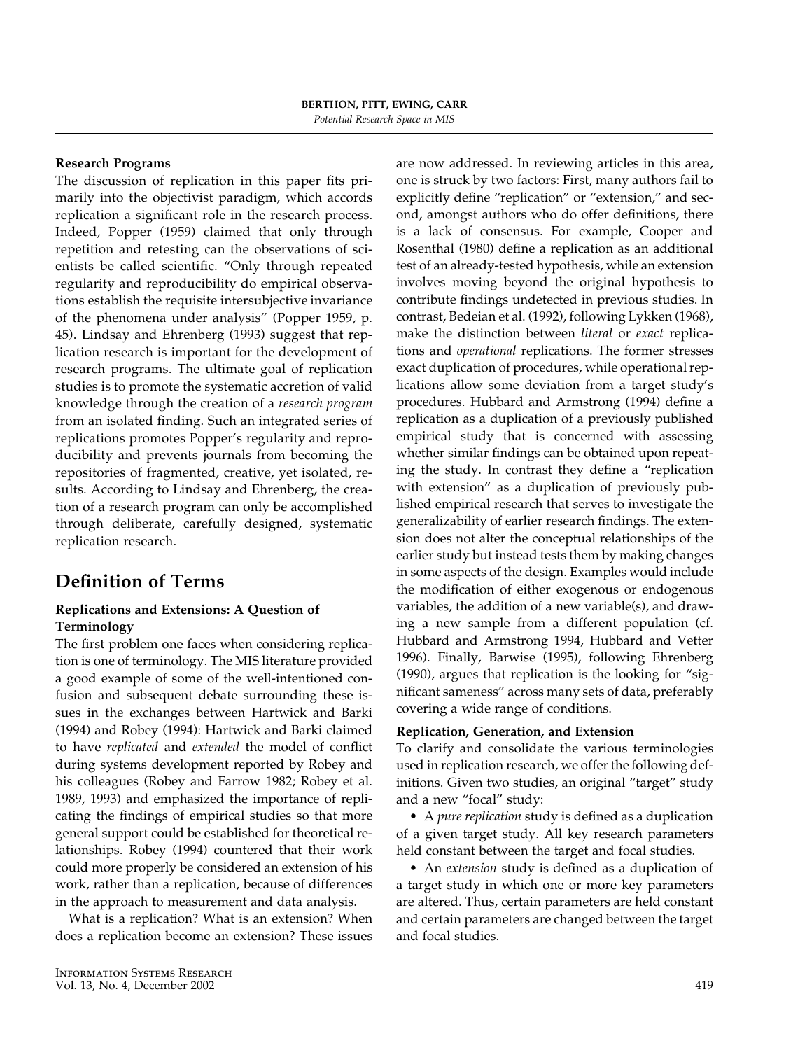**Research Programs**

The discussion of replication in this paper fits primarily into the objectivist paradigm, which accords replication a significant role in the research process. Indeed, Popper (1959) claimed that only through repetition and retesting can the observations of scientists be called scientific. "Only through repeated regularity and reproducibility do empirical observations establish the requisite intersubjective invariance of the phenomena under analysis" (Popper 1959, p. 45). Lindsay and Ehrenberg (1993) suggest that replication research is important for the development of research programs. The ultimate goal of replication studies is to promote the systematic accretion of valid knowledge through the creation of a *research program* from an isolated finding. Such an integrated series of replications promotes Popper's regularity and reproducibility and prevents journals from becoming the repositories of fragmented, creative, yet isolated, results. According to Lindsay and Ehrenberg, the creation of a research program can only be accomplished through deliberate, carefully designed, systematic replication research.

## Definition of Terms

### Replications and Extensions: A Question of Terminology

The first problem one faces when considering replication is one of terminology. The MIS literature provided a good example of some of the well-intentioned confusion and subsequent debate surrounding these issues in the exchanges between Hartwick and Barki (1994) and Robey (1994): Hartwick and Barki claimed to have *replicated* and *extended* the model of conflict during systems development reported by Robey and his colleagues (Robey and Farrow 1982; Robey et al. 1989, 1993) and emphasized the importance of replicating the findings of empirical studies so that more general support could be established for theoretical relationships. Robey (1994) countered that their work could more properly be considered an extension of his work, rather than a replication, because of differences in the approach to measurement and data analysis.

What is a replication? What is an extension? When does a replication become an extension? These issues are now addressed. In reviewing articles in this area, one is struck by two factors: First, many authors fail to explicitly define "replication" or "extension," and second, amongst authors who do offer definitions, there is a lack of consensus. For example, Cooper and Rosenthal (1980) define a replication as an additional test of an already-tested hypothesis, while an extension involves moving beyond the original hypothesis to contribute findings undetected in previous studies. In contrast, Bedeian et al. (1992), following Lykken (1968), make the distinction between *literal* or *exact* replications and *operational* replications. The former stresses exact duplication of procedures, while operational replications allow some deviation from a target study's procedures. Hubbard and Armstrong (1994) define a replication as a duplication of a previously published empirical study that is concerned with assessing whether similar findings can be obtained upon repeating the study. In contrast they define a "replication with extension" as a duplication of previously published empirical research that serves to investigate the generalizability of earlier research findings. The extension does not alter the conceptual relationships of the earlier study but instead tests them by making changes in some aspects of the design. Examples would include the modification of either exogenous or endogenous variables, the addition of a new variable(s), and drawing a new sample from a different population (cf. Hubbard and Armstrong 1994, Hubbard and Vetter 1996). Finally, Barwise (1995), following Ehrenberg (1990), argues that replication is the looking for "significant sameness" across many sets of data, preferably covering a wide range of conditions.

### Replication, Generation, and Extension

To clarify and consolidate the various terminologies used in replication research, we offer the following definitions. Given two studies, an original "target" study and a new "focal" study:

- A *pure replication* study is defined as a duplication of a given target study. All key research parameters held constant between the target and focal studies.
- An *extension* study is defined as a duplication of a target study in which one or more key parameters are altered. Thus, certain parameters are held constant and certain parameters are changed between the target and focal studies.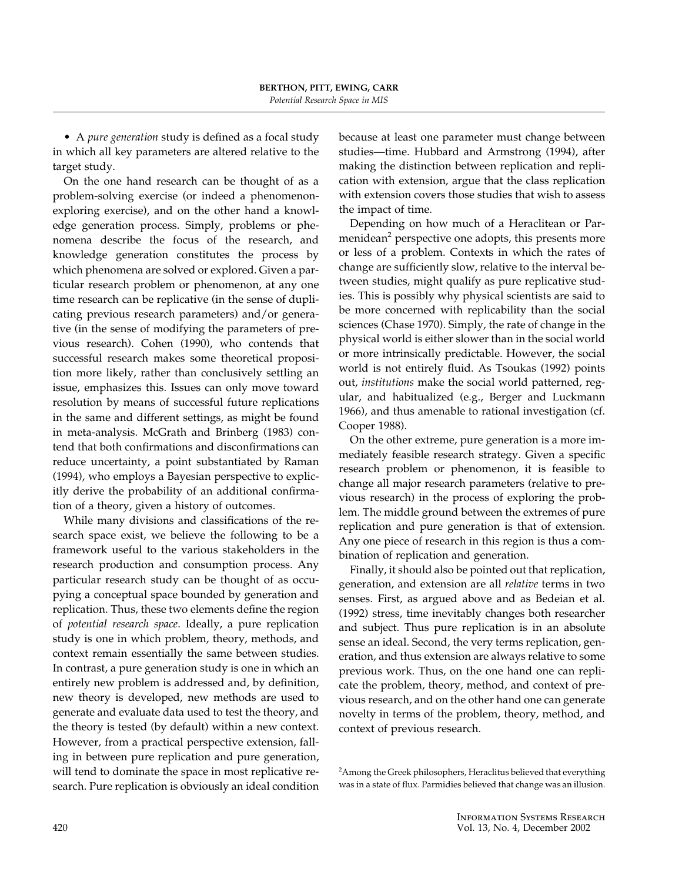- A *pure generation* study is defined as a focal study in which all key parameters are altered relative to the target study.

On the one hand research can be thought of as a problem-solving exercise (or indeed a phenomenon-exploring exercise), and on the other hand a knowledge generation process. Simply, problems or phenomena describe the focus of the research, and knowledge generation constitutes the process by which phenomena are solved or explored. Given a particular research problem or phenomenon, at any one time research can be replicative (in the sense of duplicating previous research parameters) and/or generative (in the sense of modifying the parameters of previous research). Cohen (1990), who contends that successful research makes some theoretical proposition more likely, rather than conclusively settling an issue, emphasizes this. Issues can only move toward resolution by means of successful future replications in the same and different settings, as might be found in meta-analysis. McGrath and Brinberg (1983) contend that both confirmations and disconfirmations can reduce uncertainty, a point substantiated by Raman (1994), who employs a Bayesian perspective to explicitly derive the probability of an additional confirmation of a theory, given a history of outcomes.

While many divisions and classifications of the research space exist, we believe the following to be a framework useful to the various stakeholders in the research production and consumption process. Any particular research study can be thought of as occupying a conceptual space bounded by generation and replication. Thus, these two elements define the region of *potential research space*. Ideally, a pure replication study is one in which problem, theory, methods, and context remain essentially the same between studies. In contrast, a pure generation study is one in which an entirely new problem is addressed and, by definition, new theory is developed, new methods are used to generate and evaluate data used to test the theory, and the theory is tested (by default) within a new context. However, from a practical perspective extension, falling in between pure replication and pure generation, will tend to dominate the space in most replicative research. Pure replication is obviously an ideal condition because at least one parameter must change between studies—time. Hubbard and Armstrong (1994), after making the distinction between replication and replication with extension, argue that the class replication with extension covers those studies that wish to assess the impact of time.

Depending on how much of a Heraclitean or Parmenidean[2] perspective one adopts, this presents more or less of a problem. Contexts in which the rates of change are sufficiently slow, relative to the interval between studies, might qualify as pure replicative studies. This is possibly why physical scientists are said to be more concerned with replicability than the social sciences (Chase 1970). Simply, the rate of change in the physical world is either slower than in the social world or more intrinsically predictable. However, the social world is not entirely fluid. As Tsoukas (1992) points out, *institutions* make the social world patterned, regular, and habitualized (e.g., Berger and Luckmann 1966), and thus amenable to rational investigation (cf. Cooper 1988).

On the other extreme, pure generation is a more immediately feasible research strategy. Given a specific research problem or phenomenon, it is feasible to change all major research parameters (relative to previous research) in the process of exploring the problem. The middle ground between the extremes of pure replication and pure generation is that of extension. Any one piece of research in this region is thus a combination of replication and generation.

Finally, it should also be pointed out that replication, generation, and extension are all *relative* terms in two senses. First, as argued above and as Bedeian et al. (1992) stress, time inevitably changes both researcher and subject. Thus pure replication is in an absolute sense an ideal. Second, the very terms replication, generation, and thus extension are always relative to some previous work. Thus, on the one hand one can replicate the problem, theory, method, and context of previous research, and on the other hand one can generate novelty in terms of the problem, theory, method, and context of previous research.

[2] Among the Greek philosophers, Heraclitus believed that everything was in a state of flux. Parmidies believed that change was an illusion.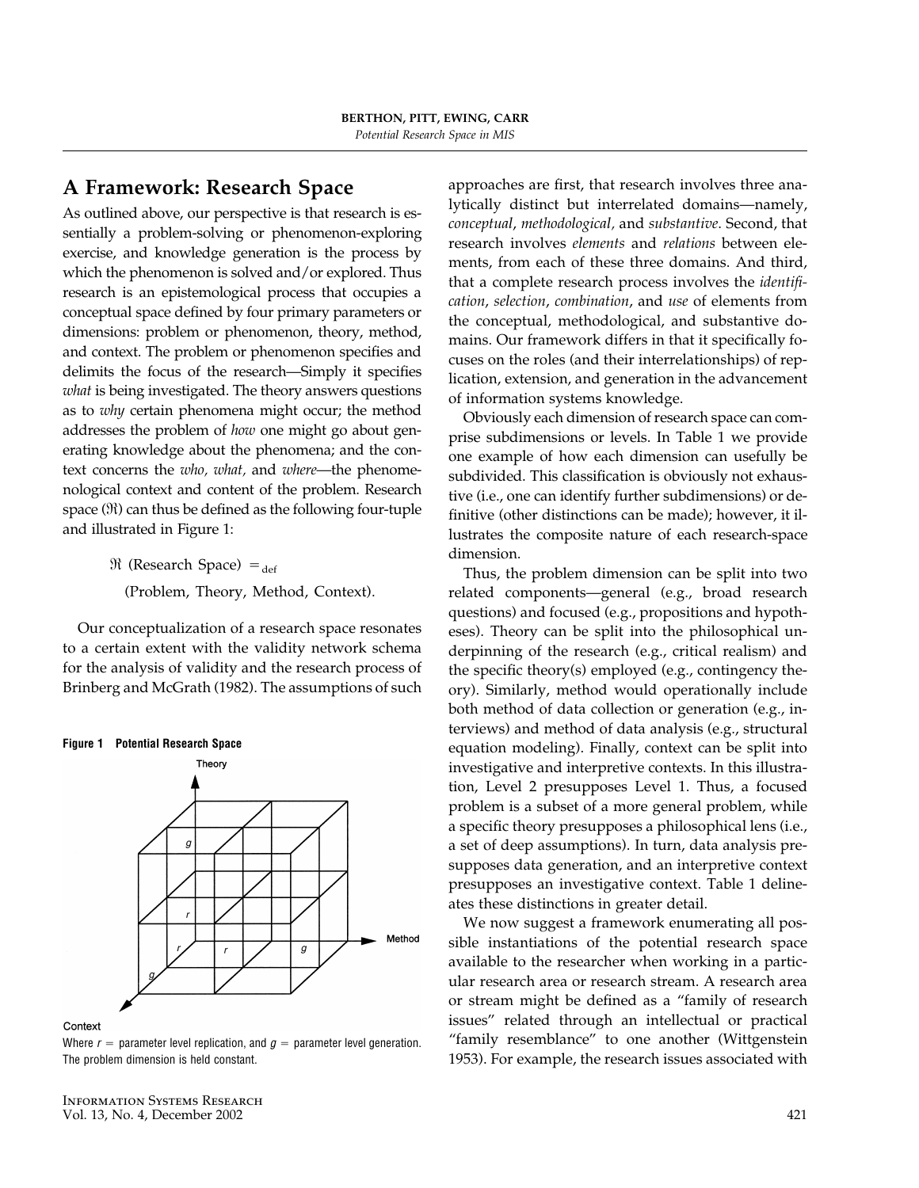## A Framework: Research Space

As outlined above, our perspective is that research is essentially a problem-solving or phenomenon-exploring exercise, and knowledge generation is the process by which the phenomenon is solved and/or explored. Thus research is an epistemological process that occupies a conceptual space defined by four primary parameters or dimensions: problem or phenomenon, theory, method, and context. The problem or phenomenon specifies and delimits the focus of the research—Simply it specifies *what* is being investigated. The theory answers questions as to *why* certain phenomena might occur; the method addresses the problem of *how* one might go about generating knowledge about the phenomena; and the context concerns the *who, what,* and *where*—the phenomenological context and content of the problem. Research space ($\Re$) can thus be defined as the following four-tuple and illustrated in Figure 1:

$$\Re \text{ (Research Space)} =_{\text{def}} \text{(Problem, Theory, Method, Context)}.$$

Our conceptualization of a research space resonates to a certain extent with the validity network schema for the analysis of validity and the research process of Brinberg and McGrath (1982). The assumptions of such approaches are first, that research involves three analytically distinct but interrelated domains—namely, *conceptual*, *methodological*, and *substantive*. Second, that research involves *elements* and *relations* between elements, from each of these three domains. And third, that a complete research process involves the *identification*, *selection*, *combination*, and *use* of elements from the conceptual, methodological, and substantive domains. Our framework differs in that it specifically focuses on the roles (and their interrelationships) of replication, extension, and generation in the advancement of information systems knowledge.

**Figure 1 Potential Research Space**

Where $r$ = parameter level replication, and $g$ = parameter level generation. The problem dimension is held constant.

Obviously each dimension of research space can comprise subdimensions or levels. In Table 1 we provide one example of how each dimension can usefully be subdivided. This classification is obviously not exhaustive (i.e., one can identify further subdimensions) or definitive (other distinctions can be made); however, it illustrates the composite nature of each research-space dimension.

Thus, the problem dimension can be split into two related components—general (e.g., broad research questions) and focused (e.g., propositions and hypotheses). Theory can be split into the philosophical underpinning of the research (e.g., critical realism) and the specific theory(s) employed (e.g., contingency theory). Similarly, method would operationally include both method of data collection or generation (e.g., interviews) and method of data analysis (e.g., structural equation modeling). Finally, context can be split into investigative and interpretive contexts. In this illustration, Level 2 presupposes Level 1. Thus, a focused problem is a subset of a more general problem, while a specific theory presupposes a philosophical lens (i.e., a set of deep assumptions). In turn, data analysis presupposes data generation, and an interpretive context presupposes an investigative context. Table 1 delineates these distinctions in greater detail.

We now suggest a framework enumerating all possible instantiations of the potential research space available to the researcher when working in a particular research area or research stream. A research area or stream might be defined as a "family of research issues" related through an intellectual or practical "family resemblance" to one another (Wittgenstein 1953). For example, the research issues associated with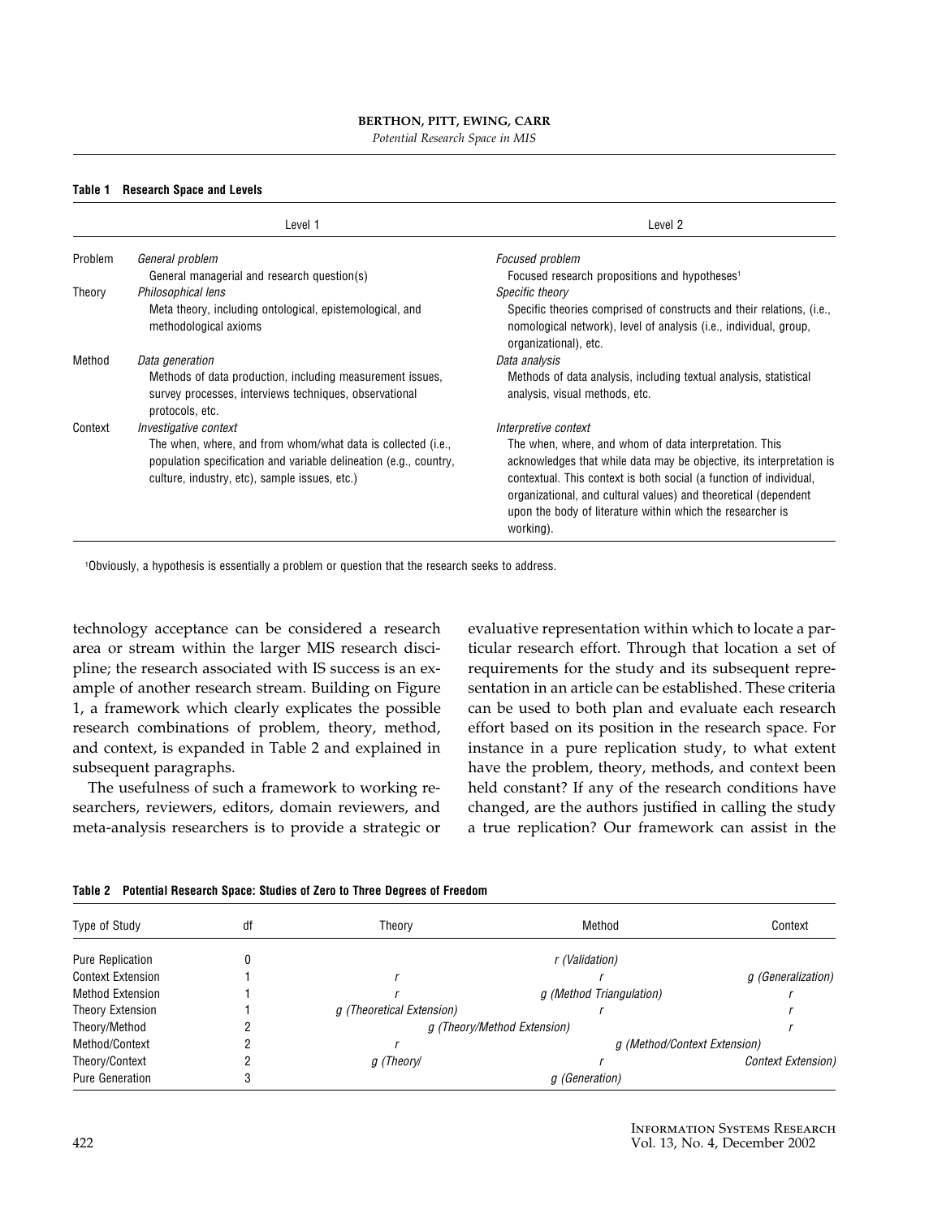**Table 1 Research Space and Levels**

| | Level 1 | Level 2 |
|---|---|---|
| Problem | *General problem* General managerial and research question(s) | *Focused problem* Focused research propositions and hypotheses[1] |
| Theory | *Philosophical lens* Meta theory, including ontological, epistemological, and methodological axioms | *Specific theory* Specific theories comprised of constructs and their relations, (i.e., nomological network), level of analysis (i.e., individual, group, organizational), etc. |
| Method | *Data generation* Methods of data production, including measurement issues, survey processes, interviews techniques, observational protocols, etc. | *Data analysis* Methods of data analysis, including textual analysis, statistical analysis, visual methods, etc. |
| Context | *Investigative context* The when, where, and from whom/what data is collected (i.e., population specification and variable delineation (e.g., country, culture, industry, etc), sample issues, etc.) | *Interpretive context* The when, where, and whom of data interpretation. This acknowledges that while data may be objective, its interpretation is contextual. This context is both social (a function of individual, organizational, and cultural values) and theoretical (dependent upon the body of literature within which the researcher is working). |

[1]Obviously, a hypothesis is essentially a problem or question that the research seeks to address.

technology acceptance can be considered a research area or stream within the larger MIS research discipline; the research associated with IS success is an example of another research stream. Building on Figure 1, a framework which clearly explicates the possible research combinations of problem, theory, method, and context, is expanded in Table 2 and explained in subsequent paragraphs.

The usefulness of such a framework to working researchers, reviewers, editors, domain reviewers, and meta-analysis researchers is to provide a strategic or evaluative representation within which to locate a particular research effort. Through that location a set of requirements for the study and its subsequent representation in an article can be established. These criteria can be used to both plan and evaluate each research effort based on its position in the research space. For instance in a pure replication study, to what extent have the problem, theory, methods, and context been held constant? If any of the research conditions have changed, are the authors justified in calling the study a true replication? Our framework can assist in the

**Table 2 Potential Research Space: Studies of Zero to Three Degrees of Freedom**

| Type of Study | df | Theory | Method | Context |
|---|---|---|---|---|
| Pure Replication | 0 | | *r (Validation)* | |
| Context Extension | 1 | *r* | *r* | *g (Generalization)* |
| Method Extension | 1 | *r* | *g (Method Triangulation)* | *r* |
| Theory Extension | 1 | *g (Theoretical Extension)* | *r* | *r* |
| Theory/Method | 2 | *g (Theory/Method Extension)* | | *r* |
| Method/Context | 2 | *r* | *g (Method/Context Extension)* | |
| Theory/Context | 2 | *g (Theory/* | *r* | *Context Extension)* |
| Pure Generation | 3 | | *g (Generation)* | |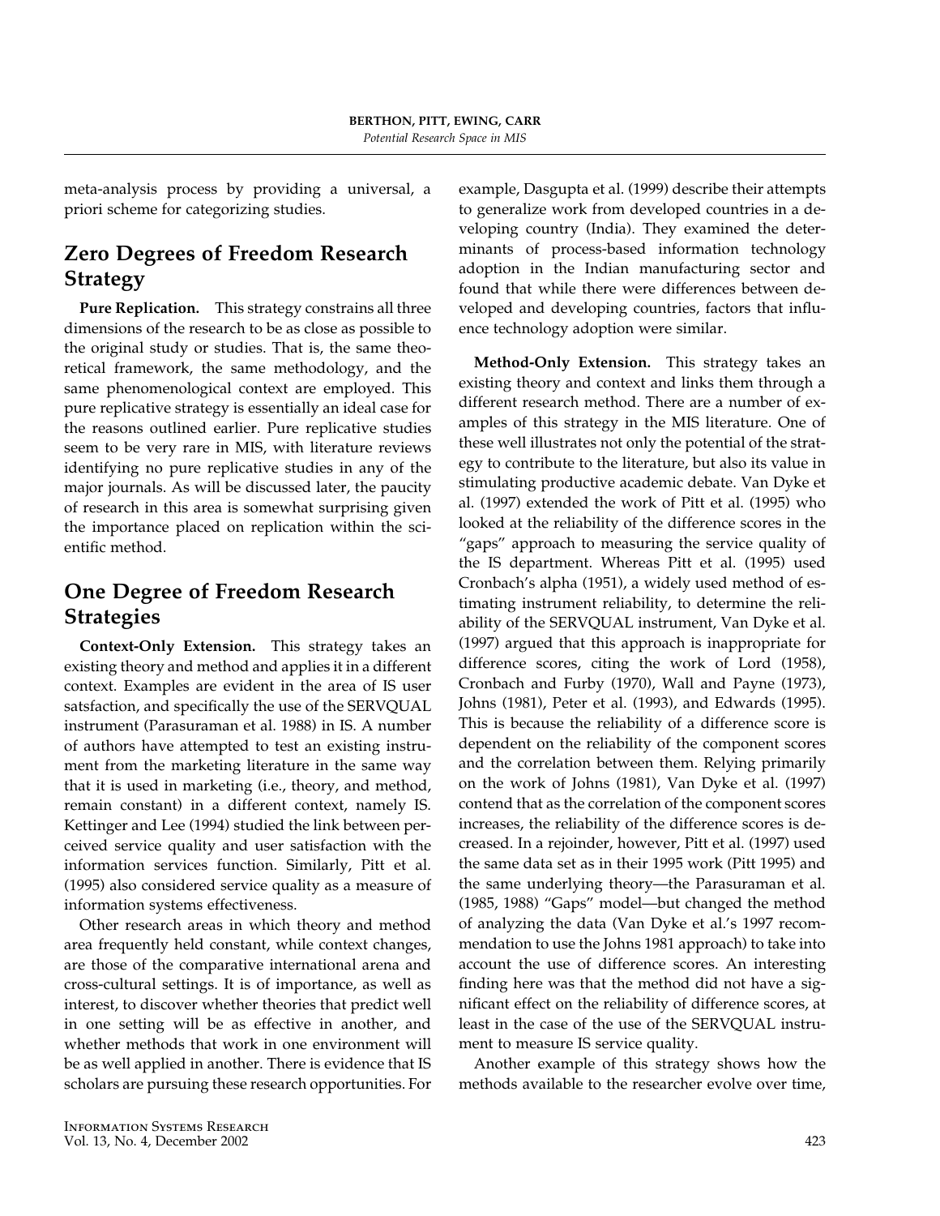meta-analysis process by providing a universal, a priori scheme for categorizing studies.

## Zero Degrees of Freedom Research Strategy

**Pure Replication.** This strategy constrains all three dimensions of the research to be as close as possible to the original study or studies. That is, the same theoretical framework, the same methodology, and the same phenomenological context are employed. This pure replicative strategy is essentially an ideal case for the reasons outlined earlier. Pure replicative studies seem to be very rare in MIS, with literature reviews identifying no pure replicative studies in any of the major journals. As will be discussed later, the paucity of research in this area is somewhat surprising given the importance placed on replication within the scientific method.

## One Degree of Freedom Research Strategies

**Context-Only Extension.** This strategy takes an existing theory and method and applies it in a different context. Examples are evident in the area of IS user satisfaction, and specifically the use of the SERVQUAL instrument (Parasuraman et al. 1988) in IS. A number of authors have attempted to test an existing instrument from the marketing literature in the same way that it is used in marketing (i.e., theory, and method, remain constant) in a different context, namely IS. Kettinger and Lee (1994) studied the link between perceived service quality and user satisfaction with the information services function. Similarly, Pitt et al. (1995) also considered service quality as a measure of information systems effectiveness.

Other research areas in which theory and method area frequently held constant, while context changes, are those of the comparative international arena and cross-cultural settings. It is of importance, as well as interest, to discover whether theories that predict well in one setting will be as effective in another, and whether methods that work in one environment will be as well applied in another. There is evidence that IS scholars are pursuing these research opportunities. For example, Dasgupta et al. (1999) describe their attempts to generalize work from developed countries in a developing country (India). They examined the determinants of process-based information technology adoption in the Indian manufacturing sector and found that while there were differences between developed and developing countries, factors that influence technology adoption were similar.

**Method-Only Extension.** This strategy takes an existing theory and context and links them through a different research method. There are a number of examples of this strategy in the MIS literature. One of these well illustrates not only the potential of the strategy to contribute to the literature, but also its value in stimulating productive academic debate. Van Dyke et al. (1997) extended the work of Pitt et al. (1995) who looked at the reliability of the difference scores in the "gaps" approach to measuring the service quality of the IS department. Whereas Pitt et al. (1995) used Cronbach's alpha (1951), a widely used method of estimating instrument reliability, to determine the reliability of the SERVQUAL instrument, Van Dyke et al. (1997) argued that this approach is inappropriate for difference scores, citing the work of Lord (1958), Cronbach and Furby (1970), Wall and Payne (1973), Johns (1981), Peter et al. (1993), and Edwards (1995). This is because the reliability of a difference score is dependent on the reliability of the component scores and the correlation between them. Relying primarily on the work of Johns (1981), Van Dyke et al. (1997) contend that as the correlation of the component scores increases, the reliability of the difference scores is decreased. In a rejoinder, however, Pitt et al. (1997) used the same data set as in their 1995 work (Pitt 1995) and the same underlying theory—the Parasuraman et al. (1985, 1988) "Gaps" model—but changed the method of analyzing the data (Van Dyke et al.'s 1997 recommendation to use the Johns 1981 approach) to take into account the use of difference scores. An interesting finding here was that the method did not have a significant effect on the reliability of difference scores, at least in the case of the use of the SERVQUAL instrument to measure IS service quality.

Another example of this strategy shows how the methods available to the researcher evolve over time,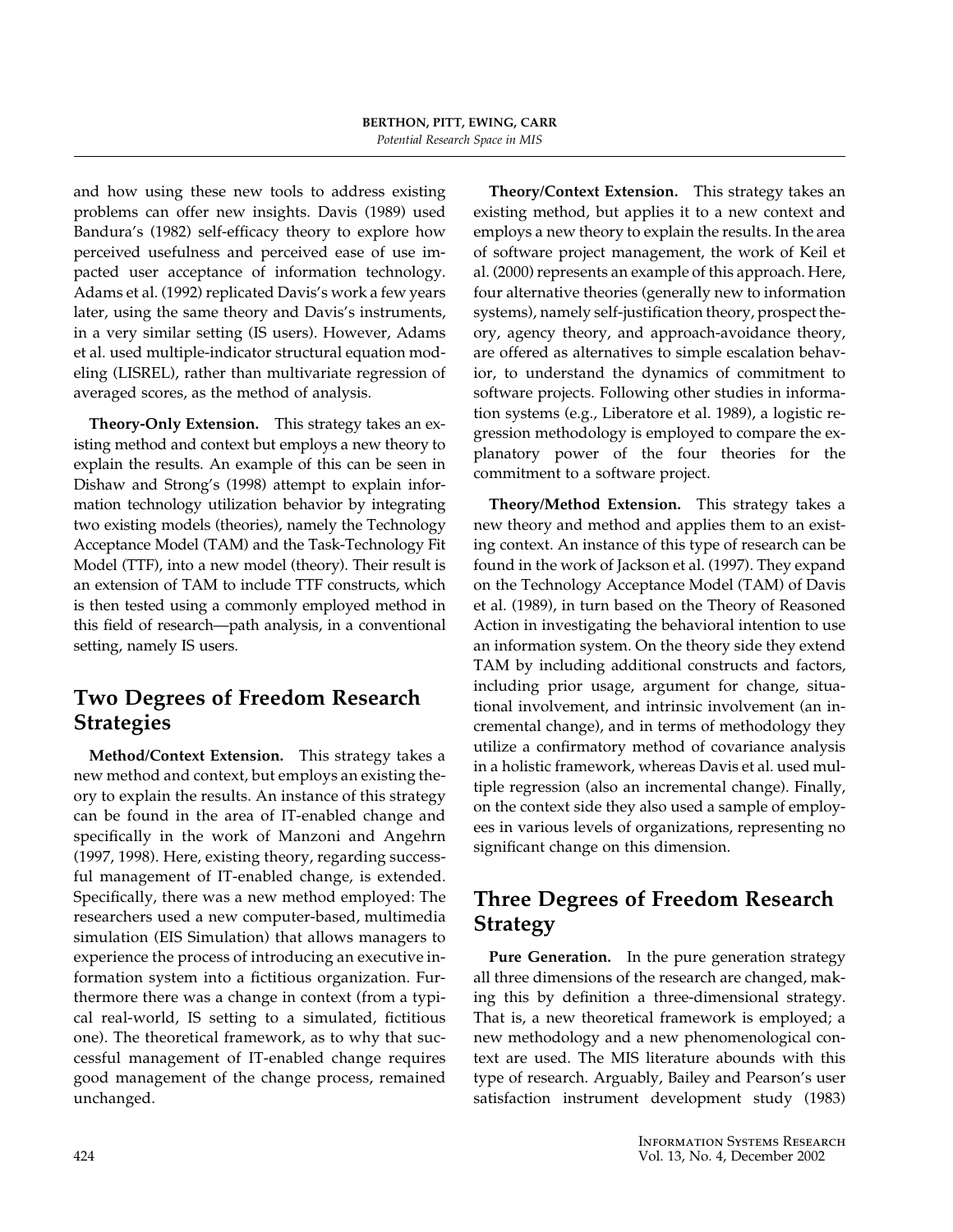and how using these new tools to address existing problems can offer new insights. Davis (1989) used Bandura's (1982) self-efficacy theory to explore how perceived usefulness and perceived ease of use impacted user acceptance of information technology. Adams et al. (1992) replicated Davis's work a few years later, using the same theory and Davis's instruments, in a very similar setting (IS users). However, Adams et al. used multiple-indicator structural equation modeling (LISREL), rather than multivariate regression of averaged scores, as the method of analysis.

**Theory-Only Extension.** This strategy takes an existing method and context but employs a new theory to explain the results. An example of this can be seen in Dishaw and Strong's (1998) attempt to explain information technology utilization behavior by integrating two existing models (theories), namely the Technology Acceptance Model (TAM) and the Task-Technology Fit Model (TTF), into a new model (theory). Their result is an extension of TAM to include TTF constructs, which is then tested using a commonly employed method in this field of research—path analysis, in a conventional setting, namely IS users.

## Two Degrees of Freedom Research Strategies

**Method/Context Extension.** This strategy takes a new method and context, but employs an existing theory to explain the results. An instance of this strategy can be found in the area of IT-enabled change and specifically in the work of Manzoni and Angehrn (1997, 1998). Here, existing theory, regarding successful management of IT-enabled change, is extended. Specifically, there was a new method employed: The researchers used a new computer-based, multimedia simulation (EIS Simulation) that allows managers to experience the process of introducing an executive information system into a fictitious organization. Furthermore there was a change in context (from a typical real-world, IS setting to a simulated, fictitious one). The theoretical framework, as to why that successful management of IT-enabled change requires good management of the change process, remained unchanged.

**Theory/Context Extension.** This strategy takes an existing method, but applies it to a new context and employs a new theory to explain the results. In the area of software project management, the work of Keil et al. (2000) represents an example of this approach. Here, four alternative theories (generally new to information systems), namely self-justification theory, prospect theory, agency theory, and approach-avoidance theory, are offered as alternatives to simple escalation behavior, to understand the dynamics of commitment to software projects. Following other studies in information systems (e.g., Liberatore et al. 1989), a logistic regression methodology is employed to compare the explanatory power of the four theories for the commitment to a software project.

**Theory/Method Extension.** This strategy takes a new theory and method and applies them to an existing context. An instance of this type of research can be found in the work of Jackson et al. (1997). They expand on the Technology Acceptance Model (TAM) of Davis et al. (1989), in turn based on the Theory of Reasoned Action in investigating the behavioral intention to use an information system. On the theory side they extend TAM by including additional constructs and factors, including prior usage, argument for change, situational involvement, and intrinsic involvement (an incremental change), and in terms of methodology they utilize a confirmatory method of covariance analysis in a holistic framework, whereas Davis et al. used multiple regression (also an incremental change). Finally, on the context side they also used a sample of employees in various levels of organizations, representing no significant change on this dimension.

## Three Degrees of Freedom Research Strategy

**Pure Generation.** In the pure generation strategy all three dimensions of the research are changed, making this by definition a three-dimensional strategy. That is, a new theoretical framework is employed; a new methodology and a new phenomenological context are used. The MIS literature abounds with this type of research. Arguably, Bailey and Pearson's user satisfaction instrument development study (1983)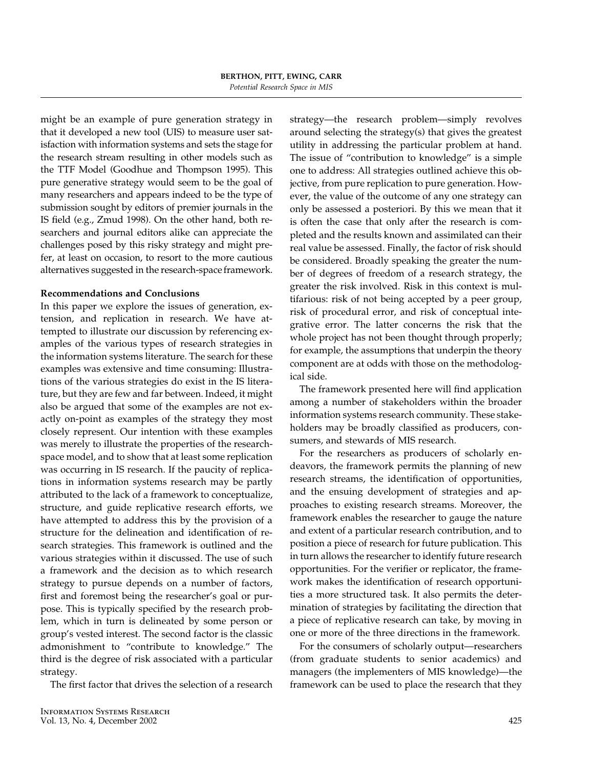might be an example of pure generation strategy in that it developed a new tool (UIS) to measure user satisfaction with information systems and sets the stage for the research stream resulting in other models such as the TTF Model (Goodhue and Thompson 1995). This pure generative strategy would seem to be the goal of many researchers and appears indeed to be the type of submission sought by editors of premier journals in the IS field (e.g., Zmud 1998). On the other hand, both researchers and journal editors alike can appreciate the challenges posed by this risky strategy and might prefer, at least on occasion, to resort to the more cautious alternatives suggested in the research-space framework.

**Recommendations and Conclusions**

In this paper we explore the issues of generation, extension, and replication in research. We have attempted to illustrate our discussion by referencing examples of the various types of research strategies in the information systems literature. The search for these examples was extensive and time consuming: Illustrations of the various strategies do exist in the IS literature, but they are few and far between. Indeed, it might also be argued that some of the examples are not exactly on-point as examples of the strategy they most closely represent. Our intention with these examples was merely to illustrate the properties of the research-space model, and to show that at least some replication was occurring in IS research. If the paucity of replications in information systems research may be partly attributed to the lack of a framework to conceptualize, structure, and guide replicative research efforts, we have attempted to address this by the provision of a structure for the delineation and identification of research strategies. This framework is outlined and the various strategies within it discussed. The use of such a framework and the decision as to which research strategy to pursue depends on a number of factors, first and foremost being the researcher's goal or purpose. This is typically specified by the research problem, which in turn is delineated by some person or group's vested interest. The second factor is the classic admonishment to "contribute to knowledge." The third is the degree of risk associated with a particular strategy.

The first factor that drives the selection of a research strategy—the research problem—simply revolves around selecting the strategy(s) that gives the greatest utility in addressing the particular problem at hand. The issue of "contribution to knowledge" is a simple one to address: All strategies outlined achieve this objective, from pure replication to pure generation. However, the value of the outcome of any one strategy can only be assessed a posteriori. By this we mean that it is often the case that only after the research is completed and the results known and assimilated can their real value be assessed. Finally, the factor of risk should be considered. Broadly speaking the greater the number of degrees of freedom of a research strategy, the greater the risk involved. Risk in this context is multifarious: risk of not being accepted by a peer group, risk of procedural error, and risk of conceptual integrative error. The latter concerns the risk that the whole project has not been thought through properly; for example, the assumptions that underpin the theory component are at odds with those on the methodological side.

The framework presented here will find application among a number of stakeholders within the broader information systems research community. These stakeholders may be broadly classified as producers, consumers, and stewards of MIS research.

For the researchers as producers of scholarly endeavors, the framework permits the planning of new research streams, the identification of opportunities, and the ensuing development of strategies and approaches to existing research streams. Moreover, the framework enables the researcher to gauge the nature and extent of a particular research contribution, and to position a piece of research for future publication. This in turn allows the researcher to identify future research opportunities. For the verifier or replicator, the framework makes the identification of research opportunities a more structured task. It also permits the determination of strategies by facilitating the direction that a piece of replicative research can take, by moving in one or more of the three directions in the framework.

For the consumers of scholarly output—researchers (from graduate students to senior academics) and managers (the implementers of MIS knowledge)—the framework can be used to place the research that they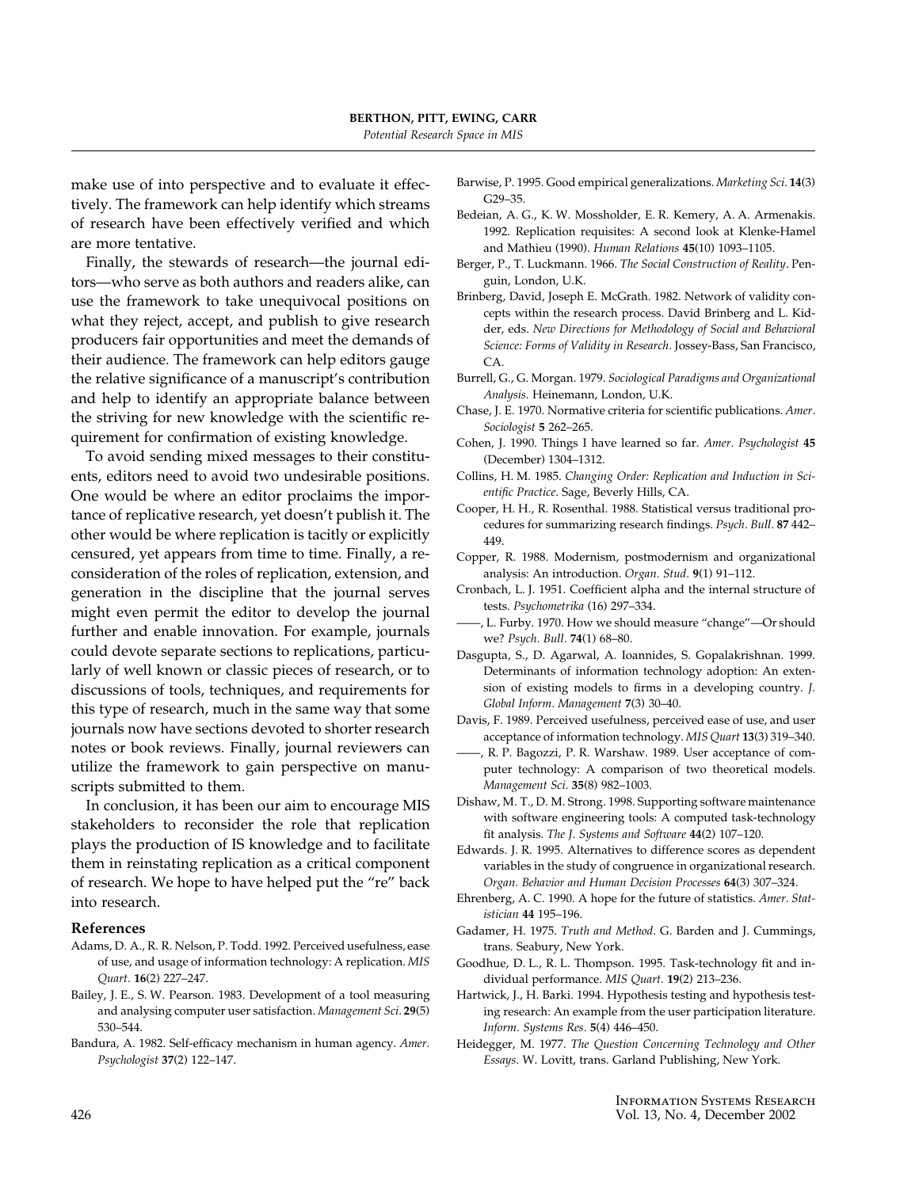make use of into perspective and to evaluate it effectively. The framework can help identify which streams of research have been effectively verified and which are more tentative.

Finally, the stewards of research—the journal editors—who serve as both authors and readers alike, can use the framework to take unequivocal positions on what they reject, accept, and publish to give research producers fair opportunities and meet the demands of their audience. The framework can help editors gauge the relative significance of a manuscript's contribution and help to identify an appropriate balance between the striving for new knowledge with the scientific requirement for confirmation of existing knowledge.

To avoid sending mixed messages to their constituents, editors need to avoid two undesirable positions. One would be where an editor proclaims the importance of replicative research, yet doesn't publish it. The other would be where replication is tacitly or explicitly censured, yet appears from time to time. Finally, a reconsideration of the roles of replication, extension, and generation in the discipline that the journal serves might even permit the editor to develop the journal further and enable innovation. For example, journals could devote separate sections to replications, particularly of well known or classic pieces of research, or to discussions of tools, techniques, and requirements for this type of research, much in the same way that some journals now have sections devoted to shorter research notes or book reviews. Finally, journal reviewers can utilize the framework to gain perspective on manuscripts submitted to them.

In conclusion, it has been our aim to encourage MIS stakeholders to reconsider the role that replication plays the production of IS knowledge and to facilitate them in reinstating replication as a critical component of research. We hope to have helped put the "re" back into research.

## References

Adams, D. A., R. R. Nelson, P. Todd. 1992. Perceived usefulness, ease of use, and usage of information technology: A replication. *MIS Quart.* **16**(2) 227–247.

Bailey, J. E., S. W. Pearson. 1983. Development of a tool measuring and analysing computer user satisfaction. *Management Sci.* **29**(5) 530–544.

Bandura, A. 1982. Self-efficacy mechanism in human agency. *Amer. Psychologist* **37**(2) 122–147.

Barwise, P. 1995. Good empirical generalizations. *Marketing Sci.* **14**(3) G29–35.

Bedeian, A. G., K. W. Mossholder, E. R. Kemery, A. A. Armenakis. 1992. Replication requisites: A second look at Klenke-Hamel and Mathieu (1990). *Human Relations* **45**(10) 1093–1105.

Berger, P., T. Luckmann. 1966. *The Social Construction of Reality*. Penguin, London, U.K.

Brinberg, David, Joseph E. McGrath. 1982. Network of validity concepts within the research process. David Brinberg and L. Kidder, eds. *New Directions for Methodology of Social and Behavioral Science: Forms of Validity in Research*. Jossey-Bass, San Francisco, CA.

Burrell, G., G. Morgan. 1979. *Sociological Paradigms and Organizational Analysis*. Heinemann, London, U.K.

Chase, J. E. 1970. Normative criteria for scientific publications. *Amer. Sociologist* **5** 262–265.

Cohen, J. 1990. Things I have learned so far. *Amer. Psychologist* **45** (December) 1304–1312.

Collins, H. M. 1985. *Changing Order: Replication and Induction in Scientific Practice*. Sage, Beverly Hills, CA.

Cooper, H. H., R. Rosenthal. 1988. Statistical versus traditional procedures for summarizing research findings. *Psych. Bull.* **87** 442–449.

Copper, R. 1988. Modernism, postmodernism and organizational analysis: An introduction. *Organ. Stud.* **9**(1) 91–112.

Cronbach, L. J. 1951. Coefficient alpha and the internal structure of tests. *Psychometrika* (16) 297–334.

——, L. Furby. 1970. How we should measure "change"—Or should we? *Psych. Bull.* **74**(1) 68–80.

Dasgupta, S., D. Agarwal, A. Ioannides, S. Gopalakrishnan. 1999. Determinants of information technology adoption: An extension of existing models to firms in a developing country. *J. Global Inform. Management* **7**(3) 30–40.

Davis, F. 1989. Perceived usefulness, perceived ease of use, and user acceptance of information technology. *MIS Quart* **13**(3) 319–340.

——, R. P. Bagozzi, P. R. Warshaw. 1989. User acceptance of computer technology: A comparison of two theoretical models. *Management Sci.* **35**(8) 982–1003.

Dishaw, M. T., D. M. Strong. 1998. Supporting software maintenance with software engineering tools: A computed task-technology fit analysis. *The J. Systems and Software* **44**(2) 107–120.

Edwards. J. R. 1995. Alternatives to difference scores as dependent variables in the study of congruence in organizational research. *Organ. Behavior and Human Decision Processes* **64**(3) 307–324.

Ehrenberg, A. C. 1990. A hope for the future of statistics. *Amer. Statistician* **44** 195–196.

Gadamer, H. 1975. *Truth and Method*. G. Barden and J. Cummings, trans. Seabury, New York.

Goodhue, D. L., R. L. Thompson. 1995. Task-technology fit and individual performance. *MIS Quart.* **19**(2) 213–236.

Hartwick, J., H. Barki. 1994. Hypothesis testing and hypothesis testing research: An example from the user participation literature. *Inform. Systems Res.* **5**(4) 446–450.

Heidegger, M. 1977. *The Question Concerning Technology and Other Essays*. W. Lovitt, trans. Garland Publishing, New York.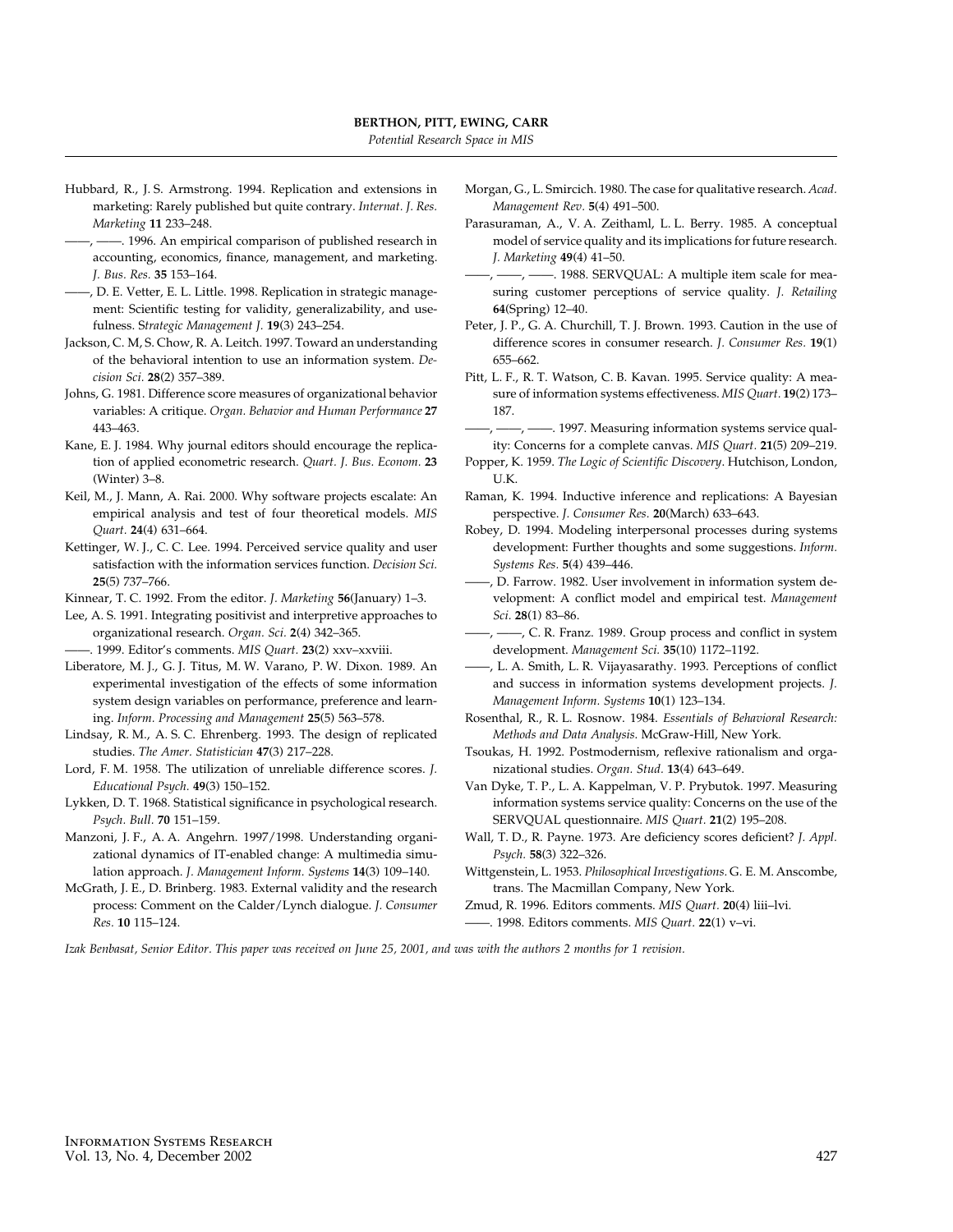Hubbard, R., J. S. Armstrong. 1994. Replication and extensions in marketing: Rarely published but quite contrary. *Internat. J. Res. Marketing* **11** 233–248.

——, ——. 1996. An empirical comparison of published research in accounting, economics, finance, management, and marketing. *J. Bus. Res.* **35** 153–164.

——, D. E. Vetter, E. L. Little. 1998. Replication in strategic management: Scientific testing for validity, generalizability, and usefulness. S*trategic Management J.* **19**(3) 243–254.

Jackson, C. M, S. Chow, R. A. Leitch. 1997. Toward an understanding of the behavioral intention to use an information system. *Decision Sci.* **28**(2) 357–389.

Johns, G. 1981. Difference score measures of organizational behavior variables: A critique. *Organ. Behavior and Human Performance* **27** 443–463.

Kane, E. J. 1984. Why journal editors should encourage the replication of applied econometric research. *Quart. J. Bus. Econom.* **23** (Winter) 3–8.

Keil, M., J. Mann, A. Rai. 2000. Why software projects escalate: An empirical analysis and test of four theoretical models. *MIS Quart.* **24**(4) 631–664.

Kettinger, W. J., C. C. Lee. 1994. Perceived service quality and user satisfaction with the information services function. *Decision Sci.* **25**(5) 737–766.

Kinnear, T. C. 1992. From the editor. *J. Marketing* **56**(January) 1–3.

Lee, A. S. 1991. Integrating positivist and interpretive approaches to organizational research. *Organ. Sci.* **2**(4) 342–365.

——. 1999. Editor's comments. *MIS Quart.* **23**(2) xxv–xxviii.

Liberatore, M. J., G. J. Titus, M. W. Varano, P. W. Dixon. 1989. An experimental investigation of the effects of some information system design variables on performance, preference and learning. *Inform. Processing and Management* **25**(5) 563–578.

Lindsay, R. M., A. S. C. Ehrenberg. 1993. The design of replicated studies. *The Amer. Statistician* **47**(3) 217–228.

Lord, F. M. 1958. The utilization of unreliable difference scores. *J. Educational Psych.* **49**(3) 150–152.

Lykken, D. T. 1968. Statistical significance in psychological research. *Psych. Bull.* **70** 151–159.

Manzoni, J. F., A. A. Angehrn. 1997/1998. Understanding organizational dynamics of IT-enabled change: A multimedia simulation approach. *J. Management Inform. Systems* **14**(3) 109–140.

McGrath, J. E., D. Brinberg. 1983. External validity and the research process: Comment on the Calder/Lynch dialogue. *J. Consumer Res.* **10** 115–124.

Morgan, G., L. Smircich. 1980. The case for qualitative research. *Acad. Management Rev.* **5**(4) 491–500.

Parasuraman, A., V. A. Zeithaml, L. L. Berry. 1985. A conceptual model of service quality and its implications for future research. *J. Marketing* **49**(4) 41–50.

——, ——, ——. 1988. SERVQUAL: A multiple item scale for measuring customer perceptions of service quality. *J. Retailing* **64**(Spring) 12–40.

Peter, J. P., G. A. Churchill, T. J. Brown. 1993. Caution in the use of difference scores in consumer research. *J. Consumer Res.* **19**(1) 655–662.

Pitt, L. F., R. T. Watson, C. B. Kavan. 1995. Service quality: A measure of information systems effectiveness. *MIS Quart.* **19**(2) 173–187.

——, ——, ——. 1997. Measuring information systems service quality: Concerns for a complete canvas. *MIS Quart.* **21**(5) 209–219.

Popper, K. 1959. *The Logic of Scientific Discovery*. Hutchison, London, U.K.

Raman, K. 1994. Inductive inference and replications: A Bayesian perspective. *J. Consumer Res.* **20**(March) 633–643.

Robey, D. 1994. Modeling interpersonal processes during systems development: Further thoughts and some suggestions. *Inform. Systems Res.* **5**(4) 439–446.

——, D. Farrow. 1982. User involvement in information system development: A conflict model and empirical test. *Management Sci.* **28**(1) 83–86.

——, ——, C. R. Franz. 1989. Group process and conflict in system development. *Management Sci.* **35**(10) 1172–1192.

——, L. A. Smith, L. R. Vijayasarathy. 1993. Perceptions of conflict and success in information systems development projects. *J. Management Inform. Systems* **10**(1) 123–134.

Rosenthal, R., R. L. Rosnow. 1984. *Essentials of Behavioral Research: Methods and Data Analysis*. McGraw-Hill, New York.

Tsoukas, H. 1992. Postmodernism, reflexive rationalism and organizational studies. *Organ. Stud.* **13**(4) 643–649.

Van Dyke, T. P., L. A. Kappelman, V. P. Prybutok. 1997. Measuring information systems service quality: Concerns on the use of the SERVQUAL questionnaire. *MIS Quart.* **21**(2) 195–208.

Wall, T. D., R. Payne. 1973. Are deficiency scores deficient? *J. Appl. Psych.* **58**(3) 322–326.

Wittgenstein, L. 1953. *Philosophical Investigations.* G. E. M. Anscombe, trans. The Macmillan Company, New York.

Zmud, R. 1996. Editors comments. *MIS Quart.* **20**(4) liii–lvi.

——. 1998. Editors comments. *MIS Quart.* **22**(1) v–vi.

*Izak Benbasat, Senior Editor. This paper was received on June 25, 2001, and was with the authors 2 months for 1 revision.*